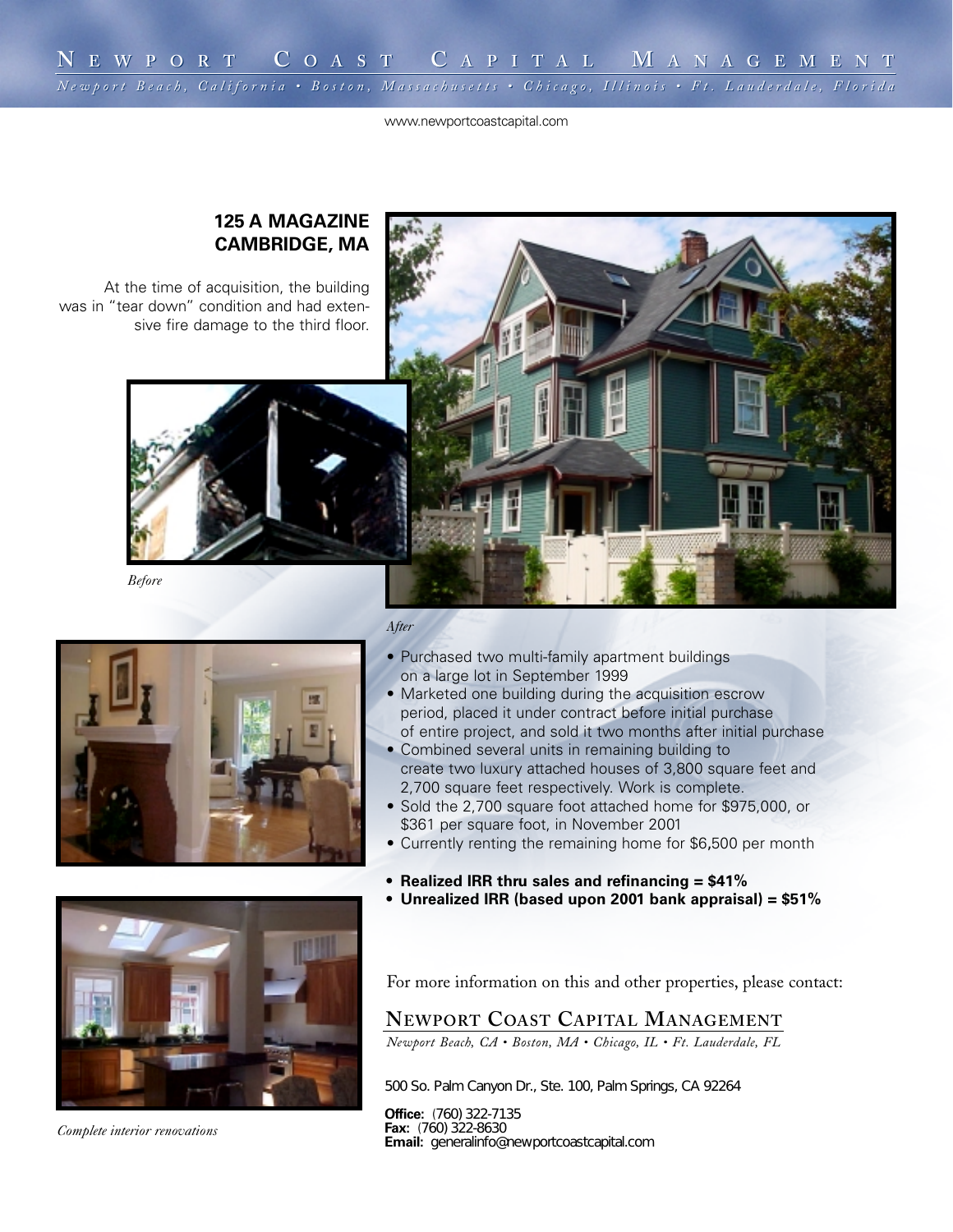# NEWPORT COAST CAPITAL MANAGEMENT

*Newport Beach, California • Boston, Massachusetts • Chicago, Illinois • Ft. Lauderdale, Florida*

www.newportcoastcapital.com

## 125 A MAGAZINE CAMBRIDGE, MA

At the time of acquisition, the building was in "tear down" condition and had extensive fire damage to the third floor.

*Before*

*After*

- Purchased two multi-family apartment buildings on a large lot in September 1999
- Marketed one building during the acquisition escrow period, placed it under contract before initial purchase of entire project, and sold it two months after initial purchase
- Combined several units in remaining building to create two luxury attached houses of 3,800 square feet and 2,700 square feet respectively. Work is complete.
- Sold the 2,700 square foot attached home for $975,000, or $361 per square foot, in November 2001
- Currently renting the remaining home for $6,500 per month

- **Realized IRR thru sales and refinancing = $41%**
- **Unrealized IRR (based upon 2001 bank appraisal) = $51%**

*Complete interior renovations*

For more information on this and other properties, please contact:

NEWPORT COAST CAPITAL MANAGEMENT

*Newport Beach, CA • Boston, MA • Chicago, IL • Ft. Lauderdale, FL*

500 So. Palm Canyon Dr., Ste. 100, Palm Springs, CA 92264

**Office:** (760) 322-7135
**Fax:** (760) 322-8630
**Email:** generalinfo@newportcoastcapital.com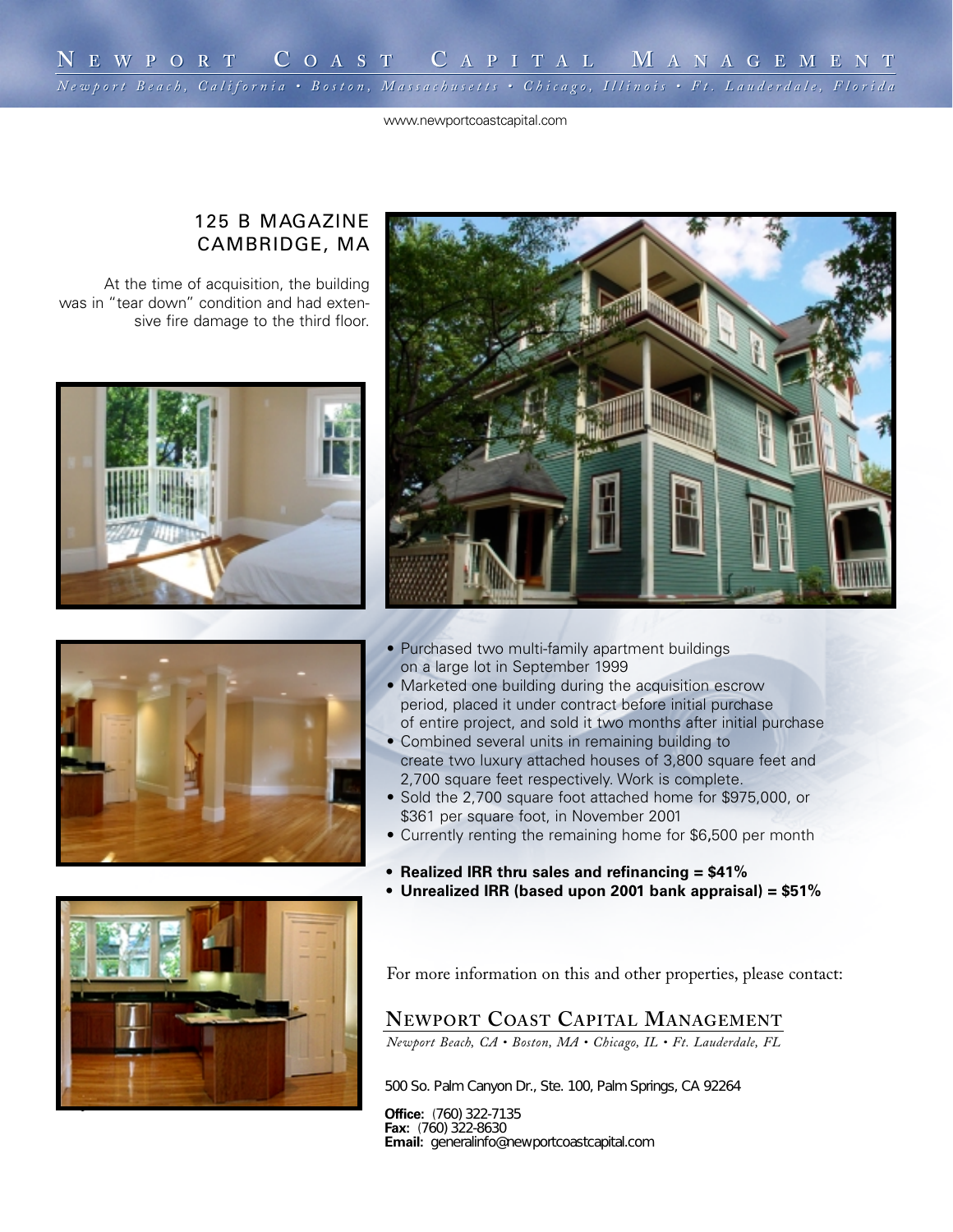# Newport Coast Capital Management

*Newport Beach, California • Boston, Massachusetts • Chicago, Illinois • Ft. Lauderdale, Florida*

www.newportcoastcapital.com

## 125 B MAGAZINE CAMBRIDGE, MA

At the time of acquisition, the building was in "tear down" condition and had extensive fire damage to the third floor.

- Purchased two multi-family apartment buildings on a large lot in September 1999
- Marketed one building during the acquisition escrow period, placed it under contract before initial purchase of entire project, and sold it two months after initial purchase
- Combined several units in remaining building to create two luxury attached houses of 3,800 square feet and 2,700 square feet respectively. Work is complete.
- Sold the 2,700 square foot attached home for $975,000, or $361 per square foot, in November 2001
- Currently renting the remaining home for $6,500 per month

- **Realized IRR thru sales and refinancing = $41%**
- **Unrealized IRR (based upon 2001 bank appraisal) = $51%**

For more information on this and other properties, please contact:

**Newport Coast Capital Management**

*Newport Beach, CA • Boston, MA • Chicago, IL • Ft. Lauderdale, FL*

500 So. Palm Canyon Dr., Ste. 100, Palm Springs, CA 92264

**Office:** (760) 322-7135
**Fax:** (760) 322-8630
**Email:** generalinfo@newportcoastcapital.com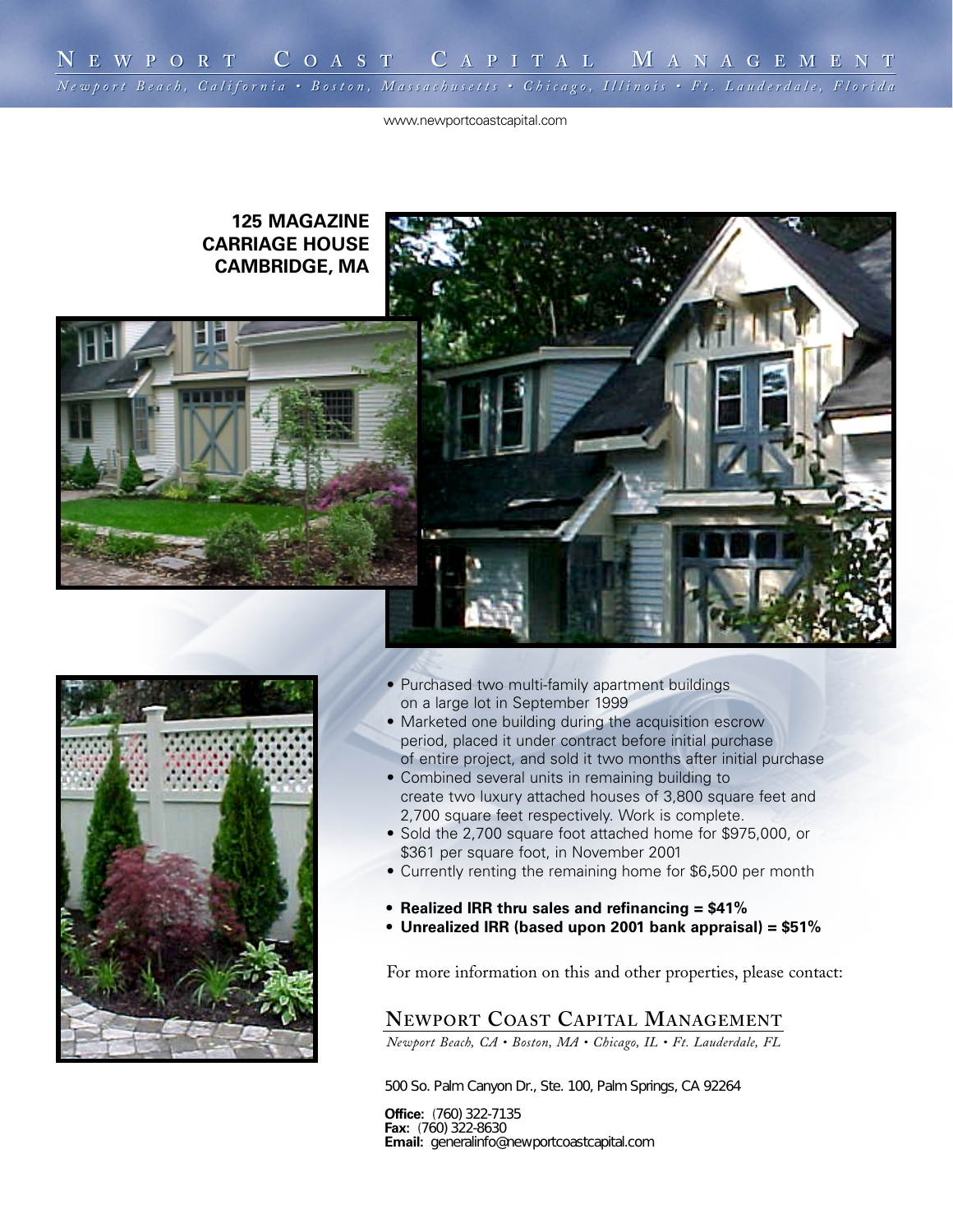# Newport Coast Capital Management

*Newport Beach, California • Boston, Massachusetts • Chicago, Illinois • Ft. Lauderdale, Florida*

www.newportcoastcapital.com

## 125 MAGAZINE CARRIAGE HOUSE CAMBRIDGE, MA

- Purchased two multi-family apartment buildings on a large lot in September 1999
- Marketed one building during the acquisition escrow period, placed it under contract before initial purchase of entire project, and sold it two months after initial purchase
- Combined several units in remaining building to create two luxury attached houses of 3,800 square feet and 2,700 square feet respectively. Work is complete.
- Sold the 2,700 square foot attached home for $975,000, or $361 per square foot, in November 2001
- Currently renting the remaining home for $6,500 per month

- **Realized IRR thru sales and refinancing = $41%**
- **Unrealized IRR (based upon 2001 bank appraisal) = $51%**

For more information on this and other properties, please contact:

**Newport Coast Capital Management**

*Newport Beach, CA • Boston, MA • Chicago, IL • Ft. Lauderdale, FL*

500 So. Palm Canyon Dr., Ste. 100, Palm Springs, CA 92264

**Office:** (760) 322-7135
**Fax:** (760) 322-8630
**Email:** generalinfo@newportcoastcapital.com